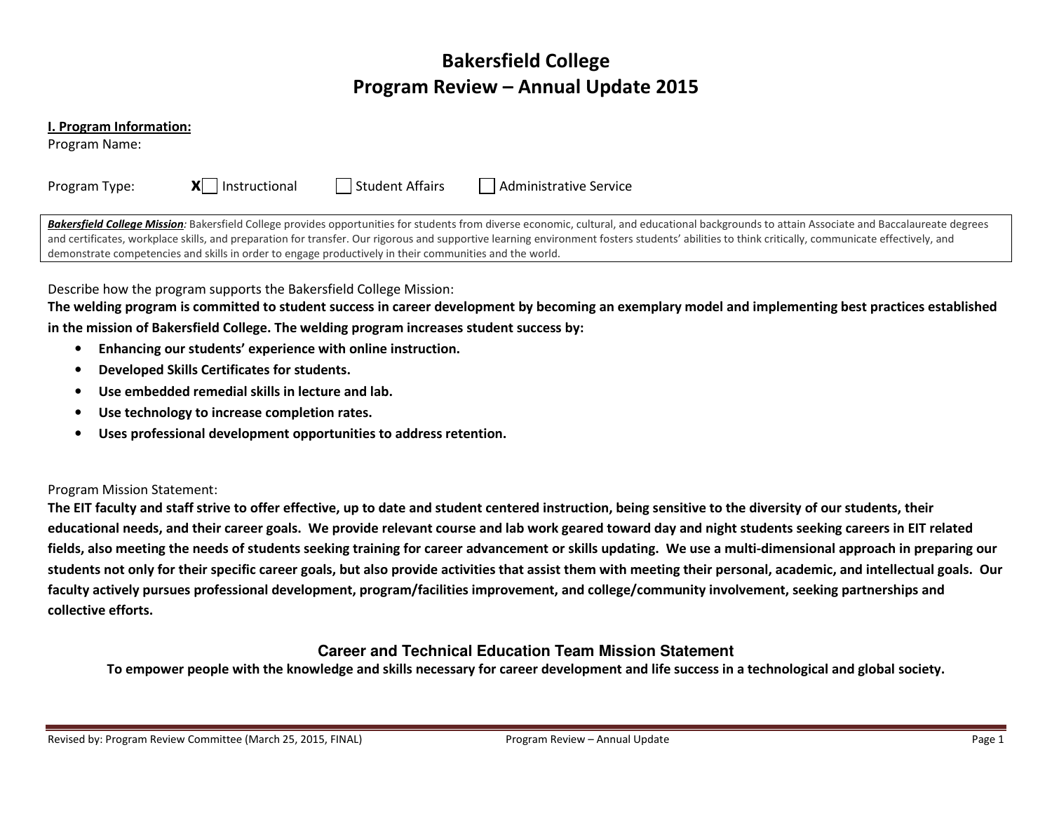# Bakersfield College
# Program Review – Annual Update 2015

**I. Program Information:**

Program Name:

Program Type: **X** ☐ Instructional ☐ Student Affairs ☐ Administrative Service

***Bakersfield College Mission***: Bakersfield College provides opportunities for students from diverse economic, cultural, and educational backgrounds to attain Associate and Baccalaureate degrees and certificates, workplace skills, and preparation for transfer. Our rigorous and supportive learning environment fosters students' abilities to think critically, communicate effectively, and demonstrate competencies and skills in order to engage productively in their communities and the world.

Describe how the program supports the Bakersfield College Mission:

**The welding program is committed to student success in career development by becoming an exemplary model and implementing best practices established in the mission of Bakersfield College. The welding program increases student success by:**

- **Enhancing our students' experience with online instruction.**
- **Developed Skills Certificates for students.**
- **Use embedded remedial skills in lecture and lab.**
- **Use technology to increase completion rates.**
- **Uses professional development opportunities to address retention.**

Program Mission Statement:

**The EIT faculty and staff strive to offer effective, up to date and student centered instruction, being sensitive to the diversity of our students, their educational needs, and their career goals. We provide relevant course and lab work geared toward day and night students seeking careers in EIT related fields, also meeting the needs of students seeking training for career advancement or skills updating. We use a multi-dimensional approach in preparing our students not only for their specific career goals, but also provide activities that assist them with meeting their personal, academic, and intellectual goals. Our faculty actively pursues professional development, program/facilities improvement, and college/community involvement, seeking partnerships and collective efforts.**

## Career and Technical Education Team Mission Statement

**To empower people with the knowledge and skills necessary for career development and life success in a technological and global society.**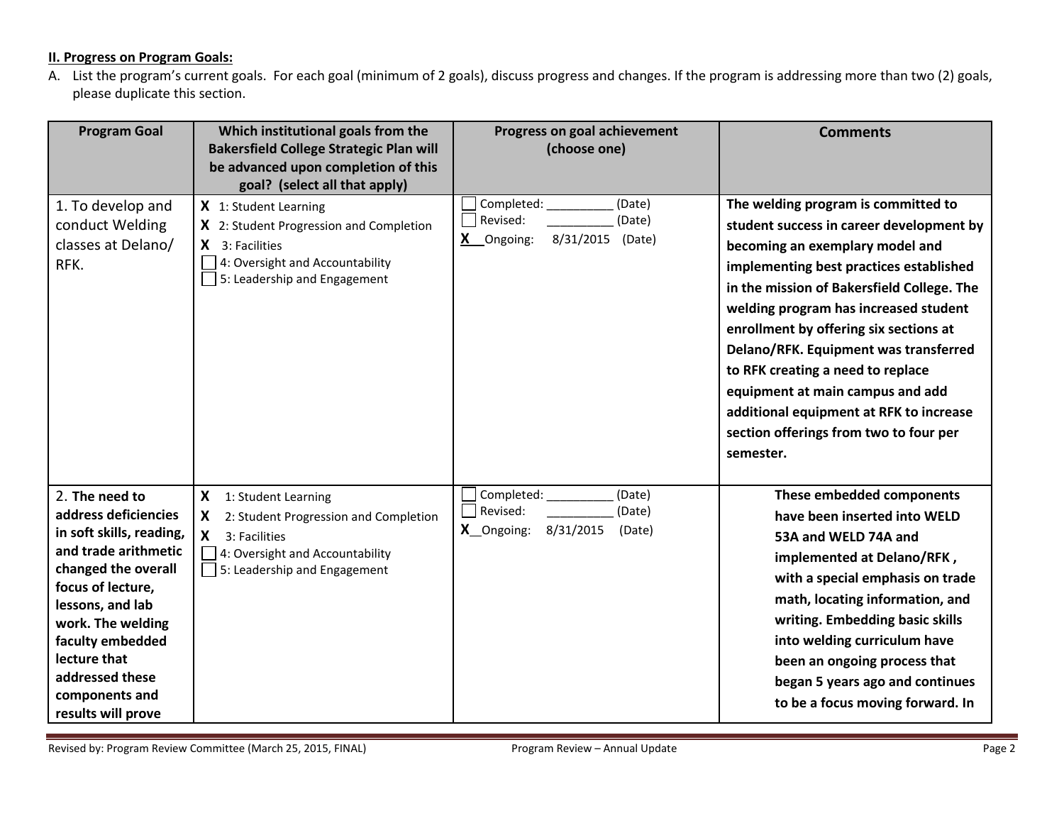**II. Progress on Program Goals:**

A. List the program's current goals. For each goal (minimum of 2 goals), discuss progress and changes. If the program is addressing more than two (2) goals, please duplicate this section.

| Program Goal | Which institutional goals from the Bakersfield College Strategic Plan will be advanced upon completion of this goal? (select all that apply) | Progress on goal achievement (choose one) | Comments |
| --- | --- | --- | --- |
| 1. To develop and conduct Welding classes at Delano/ RFK. | X 1: Student Learning<br>X 2: Student Progression and Completion<br>X 3: Facilities<br>☐ 4: Oversight and Accountability<br>☐ 5: Leadership and Engagement | ☐ Completed: __________ (Date)<br>☐ Revised: __________ (Date)<br>X Ongoing: 8/31/2015 (Date) | **The welding program is committed to student success in career development by becoming an exemplary model and implementing best practices established in the mission of Bakersfield College. The welding program has increased student enrollment by offering six sections at Delano/RFK. Equipment was transferred to RFK creating a need to replace equipment at main campus and add additional equipment at RFK to increase section offerings from two to four per semester.** |
| 2. **The need to address deficiencies in soft skills, reading, and trade arithmetic changed the overall focus of lecture, lessons, and lab work. The welding faculty embedded lecture that addressed these components and results will prove** | X 1: Student Learning<br>X 2: Student Progression and Completion<br>X 3: Facilities<br>☐ 4: Oversight and Accountability<br>☐ 5: Leadership and Engagement | ☐ Completed: __________ (Date)<br>☐ Revised: __________ (Date)<br>X Ongoing: 8/31/2015 (Date) | **These embedded components have been inserted into WELD 53A and WELD 74A and implemented at Delano/RFK , with a special emphasis on trade math, locating information, and writing. Embedding basic skills into welding curriculum have been an ongoing process that began 5 years ago and continues to be a focus moving forward. In** |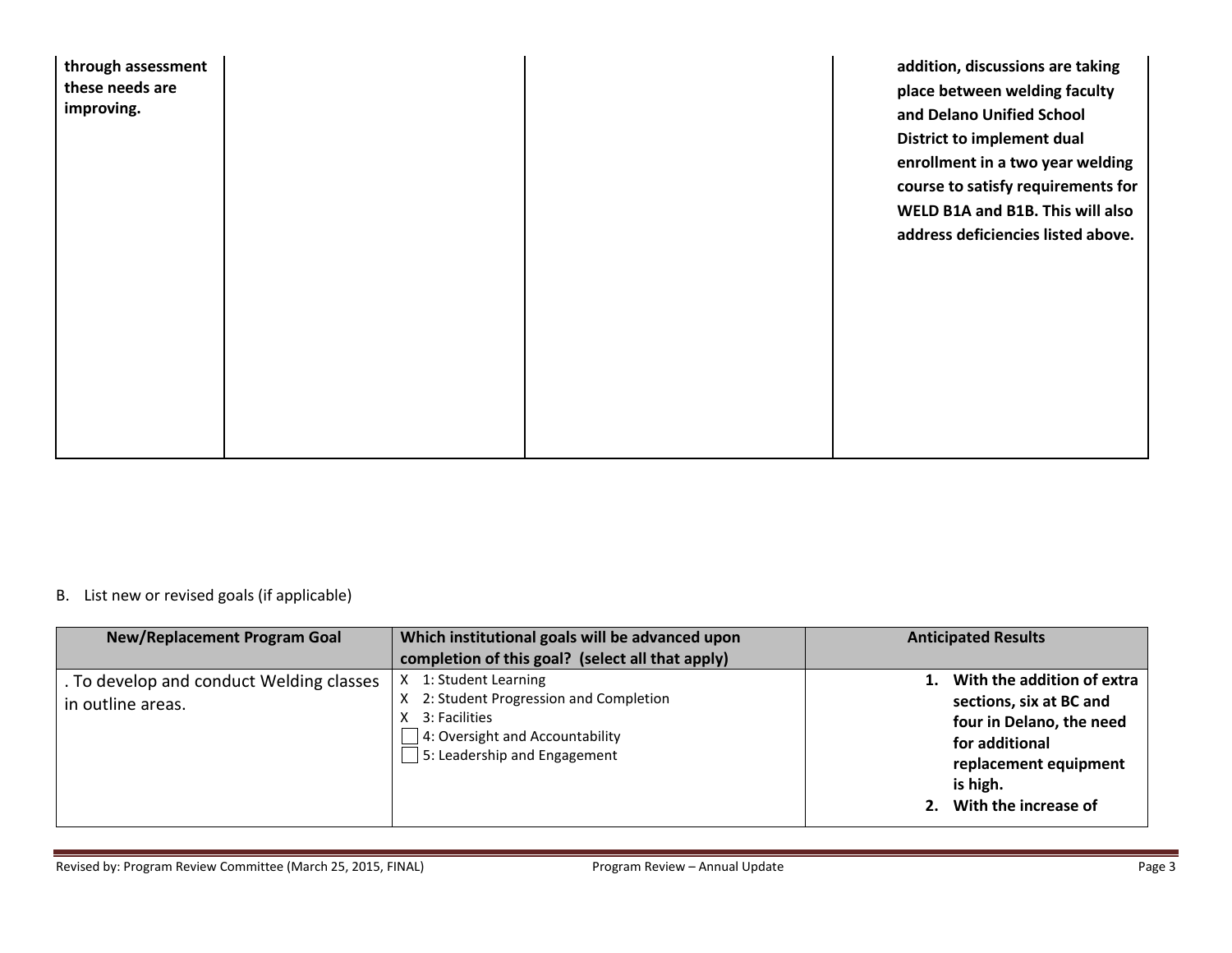| | | | |
|---|---|---|---|
| **through assessment these needs are improving.** | | | **addition, discussions are taking place between welding faculty and Delano Unified School District to implement dual enrollment in a two year welding course to satisfy requirements for WELD B1A and B1B. This will also address deficiencies listed above.** |

B. List new or revised goals (if applicable)

| New/Replacement Program Goal | Which institutional goals will be advanced upon completion of this goal? (select all that apply) | Anticipated Results |
|---|---|---|
| . To develop and conduct Welding classes in outline areas. | X 1: Student Learning<br>X 2: Student Progression and Completion<br>X 3: Facilities<br>☐ 4: Oversight and Accountability<br>☐ 5: Leadership and Engagement | **1. With the addition of extra sections, six at BC and four in Delano, the need for additional replacement equipment is high.**<br>**2. With the increase of** |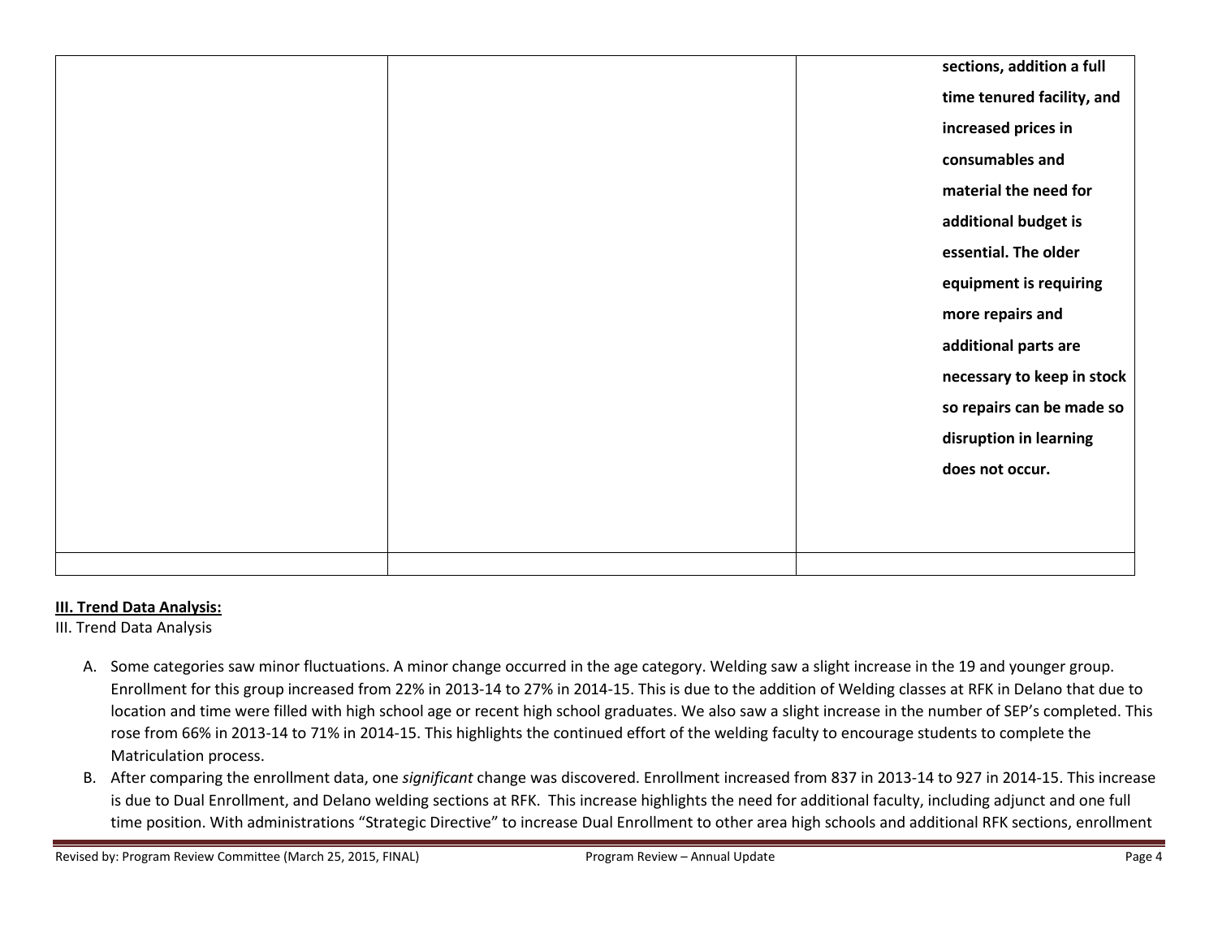| | | |
|---|---|---|
| | | **sections, addition a full time tenured facility, and increased prices in consumables and material the need for additional budget is essential. The older equipment is requiring more repairs and additional parts are necessary to keep in stock so repairs can be made so disruption in learning does not occur.** |
| | | |

**III. Trend Data Analysis:**

III. Trend Data Analysis

A. Some categories saw minor fluctuations. A minor change occurred in the age category. Welding saw a slight increase in the 19 and younger group. Enrollment for this group increased from 22% in 2013-14 to 27% in 2014-15. This is due to the addition of Welding classes at RFK in Delano that due to location and time were filled with high school age or recent high school graduates. We also saw a slight increase in the number of SEP's completed. This rose from 66% in 2013-14 to 71% in 2014-15. This highlights the continued effort of the welding faculty to encourage students to complete the Matriculation process.

B. After comparing the enrollment data, one *significant* change was discovered. Enrollment increased from 837 in 2013-14 to 927 in 2014-15. This increase is due to Dual Enrollment, and Delano welding sections at RFK. This increase highlights the need for additional faculty, including adjunct and one full time position. With administrations "Strategic Directive" to increase Dual Enrollment to other area high schools and additional RFK sections, enrollment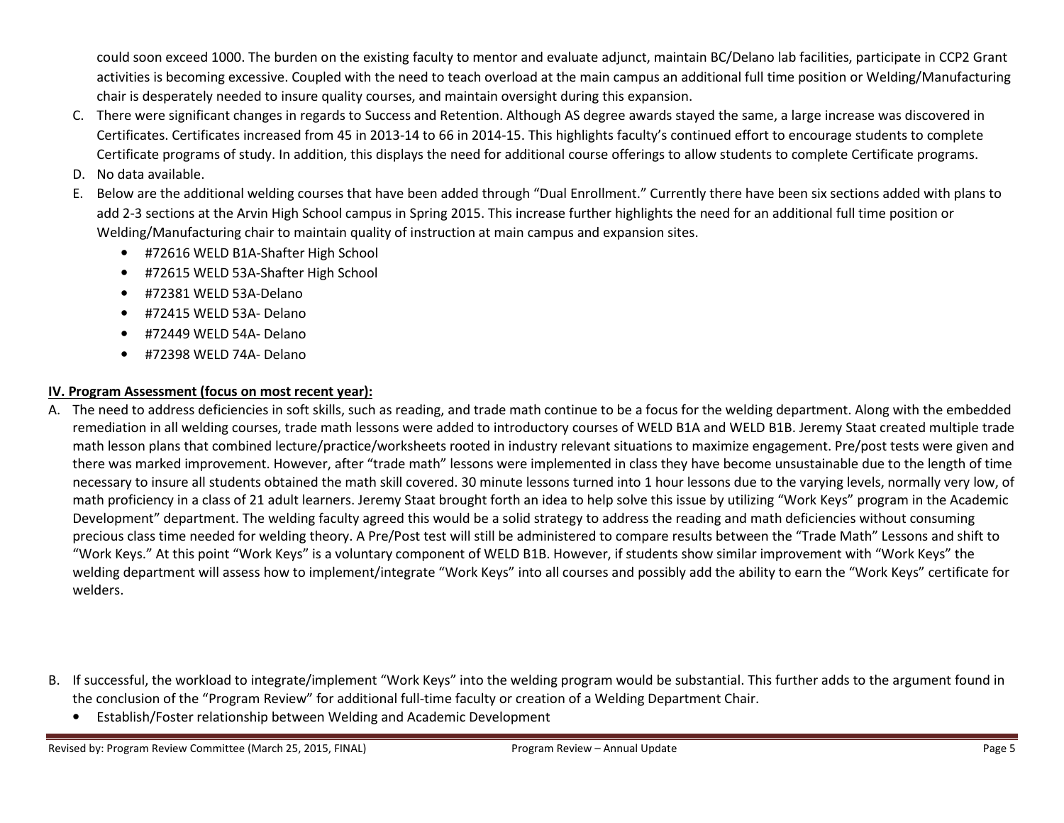could soon exceed 1000. The burden on the existing faculty to mentor and evaluate adjunct, maintain BC/Delano lab facilities, participate in CCP2 Grant activities is becoming excessive. Coupled with the need to teach overload at the main campus an additional full time position or Welding/Manufacturing chair is desperately needed to insure quality courses, and maintain oversight during this expansion.

C. There were significant changes in regards to Success and Retention. Although AS degree awards stayed the same, a large increase was discovered in Certificates. Certificates increased from 45 in 2013-14 to 66 in 2014-15. This highlights faculty's continued effort to encourage students to complete Certificate programs of study. In addition, this displays the need for additional course offerings to allow students to complete Certificate programs.

D. No data available.

E. Below are the additional welding courses that have been added through "Dual Enrollment." Currently there have been six sections added with plans to add 2-3 sections at the Arvin High School campus in Spring 2015. This increase further highlights the need for an additional full time position or Welding/Manufacturing chair to maintain quality of instruction at main campus and expansion sites.
   - #72616 WELD B1A-Shafter High School
   - #72615 WELD 53A-Shafter High School
   - #72381 WELD 53A-Delano
   - #72415 WELD 53A- Delano
   - #72449 WELD 54A- Delano
   - #72398 WELD 74A- Delano

**IV. Program Assessment (focus on most recent year):**

A. The need to address deficiencies in soft skills, such as reading, and trade math continue to be a focus for the welding department. Along with the embedded remediation in all welding courses, trade math lessons were added to introductory courses of WELD B1A and WELD B1B. Jeremy Staat created multiple trade math lesson plans that combined lecture/practice/worksheets rooted in industry relevant situations to maximize engagement. Pre/post tests were given and there was marked improvement. However, after "trade math" lessons were implemented in class they have become unsustainable due to the length of time necessary to insure all students obtained the math skill covered. 30 minute lessons turned into 1 hour lessons due to the varying levels, normally very low, of math proficiency in a class of 21 adult learners. Jeremy Staat brought forth an idea to help solve this issue by utilizing "Work Keys" program in the Academic Development" department. The welding faculty agreed this would be a solid strategy to address the reading and math deficiencies without consuming precious class time needed for welding theory. A Pre/Post test will still be administered to compare results between the "Trade Math" Lessons and shift to "Work Keys." At this point "Work Keys" is a voluntary component of WELD B1B. However, if students show similar improvement with "Work Keys" the welding department will assess how to implement/integrate "Work Keys" into all courses and possibly add the ability to earn the "Work Keys" certificate for welders.

B. If successful, the workload to integrate/implement "Work Keys" into the welding program would be substantial. This further adds to the argument found in the conclusion of the "Program Review" for additional full-time faculty or creation of a Welding Department Chair.
   - Establish/Foster relationship between Welding and Academic Development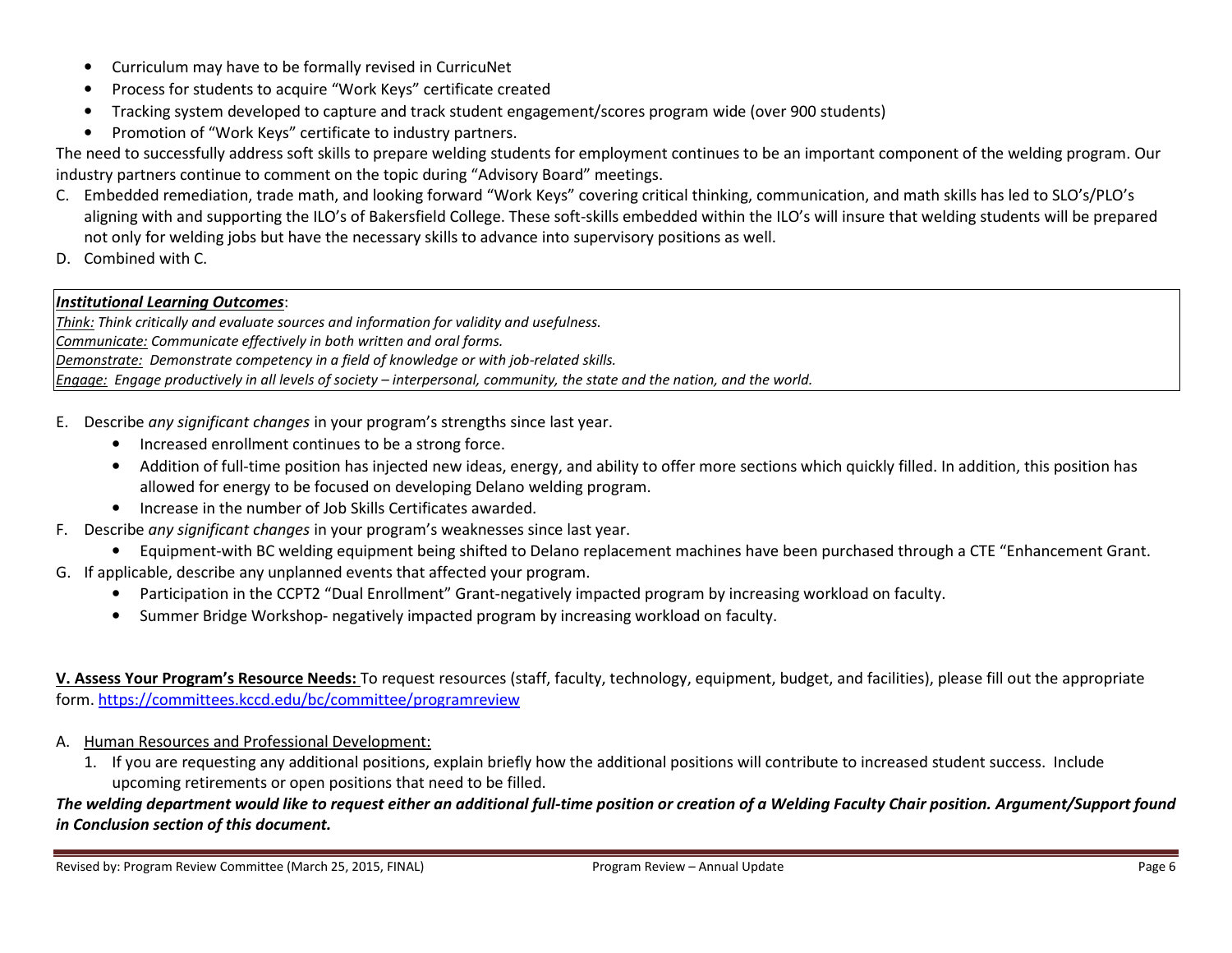- Curriculum may have to be formally revised in CurricuNet
- Process for students to acquire "Work Keys" certificate created
- Tracking system developed to capture and track student engagement/scores program wide (over 900 students)
- Promotion of "Work Keys" certificate to industry partners.

The need to successfully address soft skills to prepare welding students for employment continues to be an important component of the welding program. Our industry partners continue to comment on the topic during "Advisory Board" meetings.

C. Embedded remediation, trade math, and looking forward "Work Keys" covering critical thinking, communication, and math skills has led to SLO's/PLO's aligning with and supporting the ILO's of Bakersfield College. These soft-skills embedded within the ILO's will insure that welding students will be prepared not only for welding jobs but have the necessary skills to advance into supervisory positions as well.

D. Combined with C.

***Institutional Learning Outcomes***:
*Think: Think critically and evaluate sources and information for validity and usefulness.*
*Communicate: Communicate effectively in both written and oral forms.*
*Demonstrate: Demonstrate competency in a field of knowledge or with job-related skills.*
*Engage: Engage productively in all levels of society – interpersonal, community, the state and the nation, and the world.*

E. Describe *any significant changes* in your program's strengths since last year.
   - Increased enrollment continues to be a strong force.
   - Addition of full-time position has injected new ideas, energy, and ability to offer more sections which quickly filled. In addition, this position has allowed for energy to be focused on developing Delano welding program.
   - Increase in the number of Job Skills Certificates awarded.

F. Describe *any significant changes* in your program's weaknesses since last year.
   - Equipment-with BC welding equipment being shifted to Delano replacement machines have been purchased through a CTE "Enhancement Grant.

G. If applicable, describe any unplanned events that affected your program.
   - Participation in the CCPT2 "Dual Enrollment" Grant-negatively impacted program by increasing workload on faculty.
   - Summer Bridge Workshop- negatively impacted program by increasing workload on faculty.

**V. Assess Your Program's Resource Needs:** To request resources (staff, faculty, technology, equipment, budget, and facilities), please fill out the appropriate form. https://committees.kccd.edu/bc/committee/programreview

A. Human Resources and Professional Development:
   1. If you are requesting any additional positions, explain briefly how the additional positions will contribute to increased student success. Include upcoming retirements or open positions that need to be filled.

***The welding department would like to request either an additional full-time position or creation of a Welding Faculty Chair position. Argument/Support found in Conclusion section of this document.***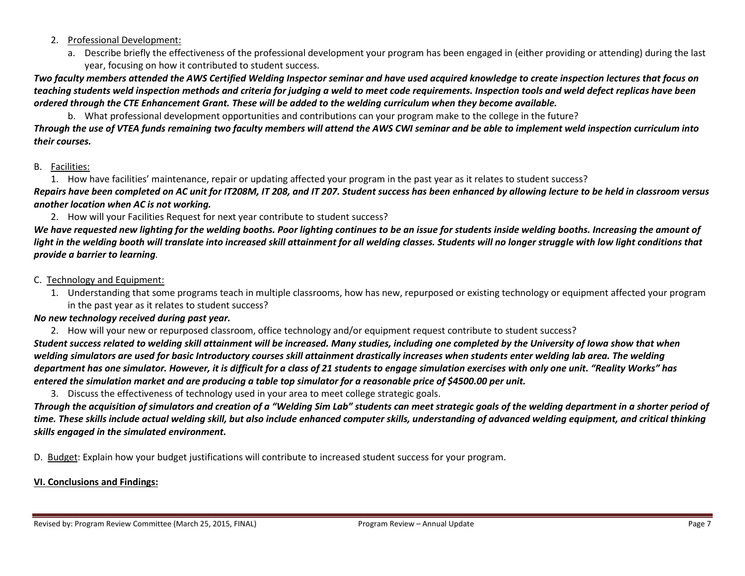2. <u>Professional Development:</u>
    a. Describe briefly the effectiveness of the professional development your program has been engaged in (either providing or attending) during the last year, focusing on how it contributed to student success.

***Two faculty members attended the AWS Certified Welding Inspector seminar and have used acquired knowledge to create inspection lectures that focus on teaching students weld inspection methods and criteria for judging a weld to meet code requirements. Inspection tools and weld defect replicas have been ordered through the CTE Enhancement Grant. These will be added to the welding curriculum when they become available.***

   b. What professional development opportunities and contributions can your program make to the college in the future?

***Through the use of VTEA funds remaining two faculty members will attend the AWS CWI seminar and be able to implement weld inspection curriculum into their courses.***

B. <u>Facilities:</u>

1. How have facilities' maintenance, repair or updating affected your program in the past year as it relates to student success?

***Repairs have been completed on AC unit for IT208M, IT 208, and IT 207. Student success has been enhanced by allowing lecture to be held in classroom versus another location when AC is not working.***

2. How will your Facilities Request for next year contribute to student success?

***We have requested new lighting for the welding booths. Poor lighting continues to be an issue for students inside welding booths. Increasing the amount of light in the welding booth will translate into increased skill attainment for all welding classes. Students will no longer struggle with low light conditions that provide a barrier to learning.***

C. <u>Technology and Equipment:</u>

1. Understanding that some programs teach in multiple classrooms, how has new, repurposed or existing technology or equipment affected your program in the past year as it relates to student success?

***No new technology received during past year.***

2. How will your new or repurposed classroom, office technology and/or equipment request contribute to student success?

***Student success related to welding skill attainment will be increased. Many studies, including one completed by the University of Iowa show that when welding simulators are used for basic Introductory courses skill attainment drastically increases when students enter welding lab area. The welding department has one simulator. However, it is difficult for a class of 21 students to engage simulation exercises with only one unit. "Reality Works" has entered the simulation market and are producing a table top simulator for a reasonable price of $4500.00 per unit.***

3. Discuss the effectiveness of technology used in your area to meet college strategic goals.

***Through the acquisition of simulators and creation of a "Welding Sim Lab" students can meet strategic goals of the welding department in a shorter period of time. These skills include actual welding skill, but also include enhanced computer skills, understanding of advanced welding equipment, and critical thinking skills engaged in the simulated environment.***

D. <u>Budget</u>: Explain how your budget justifications will contribute to increased student success for your program.

## VI. Conclusions and Findings: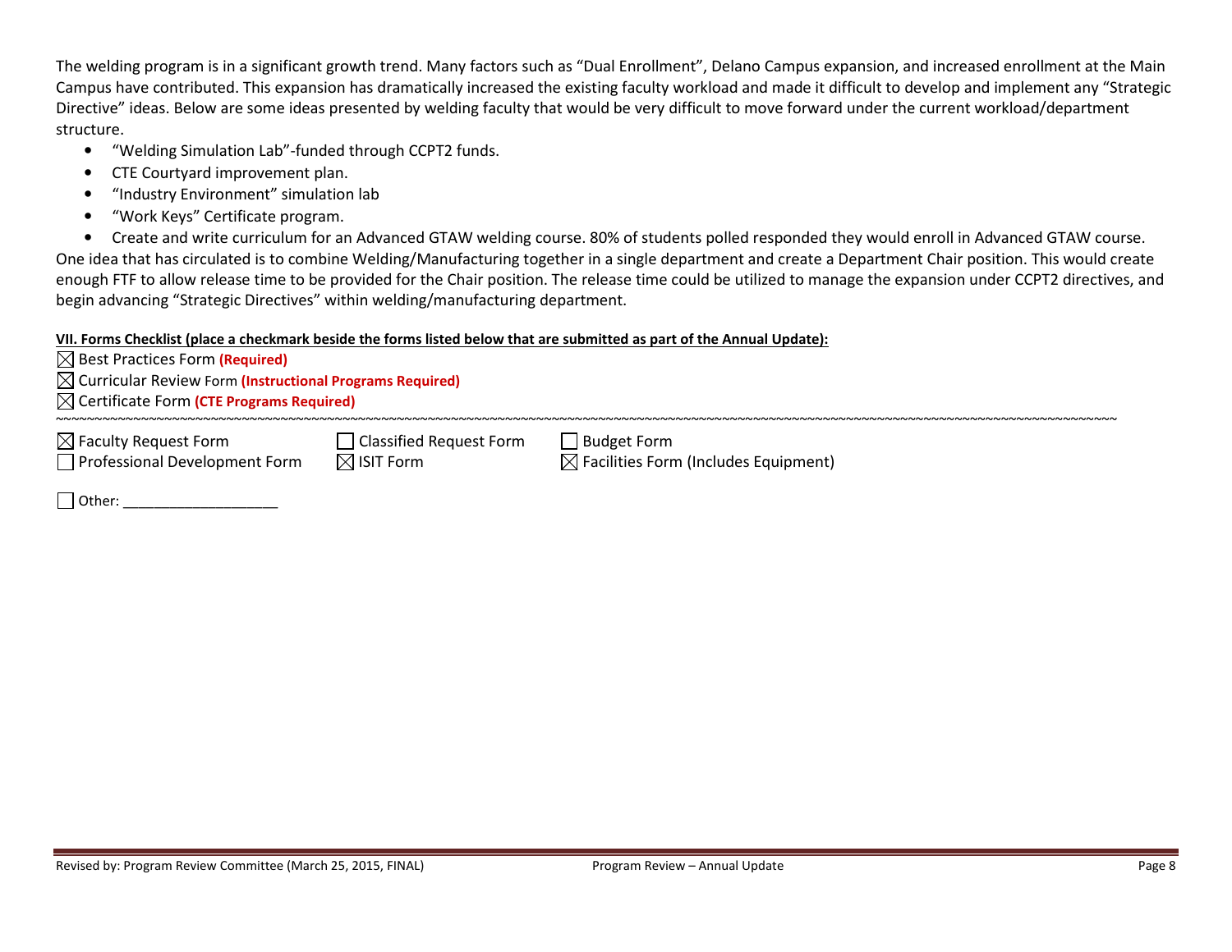The welding program is in a significant growth trend. Many factors such as "Dual Enrollment", Delano Campus expansion, and increased enrollment at the Main Campus have contributed. This expansion has dramatically increased the existing faculty workload and made it difficult to develop and implement any "Strategic Directive" ideas. Below are some ideas presented by welding faculty that would be very difficult to move forward under the current workload/department structure.

- "Welding Simulation Lab"-funded through CCPT2 funds.
- CTE Courtyard improvement plan.
- "Industry Environment" simulation lab
- "Work Keys" Certificate program.
- Create and write curriculum for an Advanced GTAW welding course. 80% of students polled responded they would enroll in Advanced GTAW course.

One idea that has circulated is to combine Welding/Manufacturing together in a single department and create a Department Chair position. This would create enough FTF to allow release time to be provided for the Chair position. The release time could be utilized to manage the expansion under CCPT2 directives, and begin advancing "Strategic Directives" within welding/manufacturing department.

**VII. Forms Checklist (place a checkmark beside the forms listed below that are submitted as part of the Annual Update):**

☒ Best Practices Form **(Required)**

☒ Curricular Review Form **(Instructional Programs Required)**

☒ Certificate Form **(CTE Programs Required)**

~~~~~~~~~~~~~~~~~~~~~~~~~~~~~~~~~~~~~~~~~~~~~~~~~~~~~~~~~~~~~~~~~~~~~~~~~~~~~~~~~~~~~~~~~~~~~~~~~~~~~~~~~~~~~~~~~~~~~~~~~~~~~~~~~~~~~~~~~~~~~~~

☒ Faculty Request Form ☐ Classified Request Form ☐ Budget Form

☐ Professional Development Form ☒ ISIT Form ☒ Facilities Form (Includes Equipment)

☐ Other: ____________________